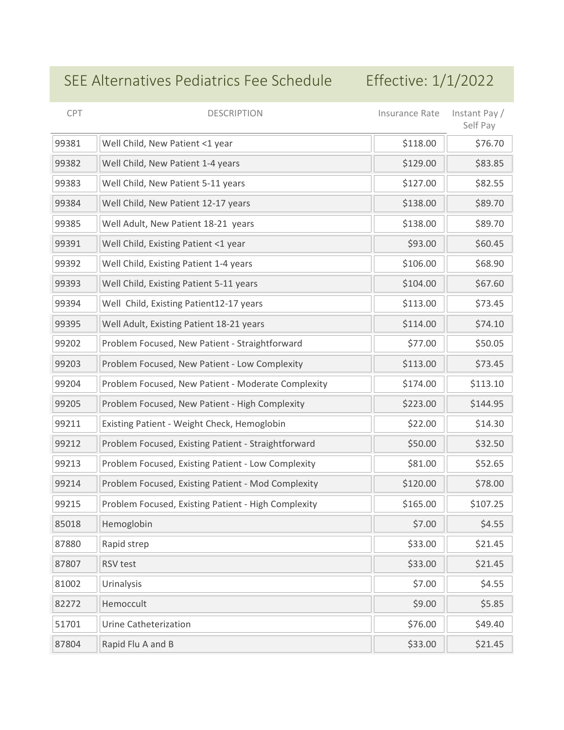# SEE Alternatives Pediatrics Fee Schedule

Effective: 1/1/2022

| CPT | DESCRIPTION | Insurance Rate | Instant Pay / Self Pay |
| --- | --- | --- | --- |
| 99381 | Well Child, New Patient <1 year | $118.00 | $76.70 |
| 99382 | Well Child, New Patient 1-4 years | $129.00 | $83.85 |
| 99383 | Well Child, New Patient 5-11 years | $127.00 | $82.55 |
| 99384 | Well Child, New Patient 12-17 years | $138.00 | $89.70 |
| 99385 | Well Adult, New Patient 18-21 years | $138.00 | $89.70 |
| 99391 | Well Child, Existing Patient <1 year | $93.00 | $60.45 |
| 99392 | Well Child, Existing Patient 1-4 years | $106.00 | $68.90 |
| 99393 | Well Child, Existing Patient 5-11 years | $104.00 | $67.60 |
| 99394 | Well Child, Existing Patient12-17 years | $113.00 | $73.45 |
| 99395 | Well Adult, Existing Patient 18-21 years | $114.00 | $74.10 |
| 99202 | Problem Focused, New Patient - Straightforward | $77.00 | $50.05 |
| 99203 | Problem Focused, New Patient - Low Complexity | $113.00 | $73.45 |
| 99204 | Problem Focused, New Patient - Moderate Complexity | $174.00 | $113.10 |
| 99205 | Problem Focused, New Patient - High Complexity | $223.00 | $144.95 |
| 99211 | Existing Patient - Weight Check, Hemoglobin | $22.00 | $14.30 |
| 99212 | Problem Focused, Existing Patient - Straightforward | $50.00 | $32.50 |
| 99213 | Problem Focused, Existing Patient - Low Complexity | $81.00 | $52.65 |
| 99214 | Problem Focused, Existing Patient - Mod Complexity | $120.00 | $78.00 |
| 99215 | Problem Focused, Existing Patient - High Complexity | $165.00 | $107.25 |
| 85018 | Hemoglobin | $7.00 | $4.55 |
| 87880 | Rapid strep | $33.00 | $21.45 |
| 87807 | RSV test | $33.00 | $21.45 |
| 81002 | Urinalysis | $7.00 | $4.55 |
| 82272 | Hemoccult | $9.00 | $5.85 |
| 51701 | Urine Catheterization | $76.00 | $49.40 |
| 87804 | Rapid Flu A and B | $33.00 | $21.45 |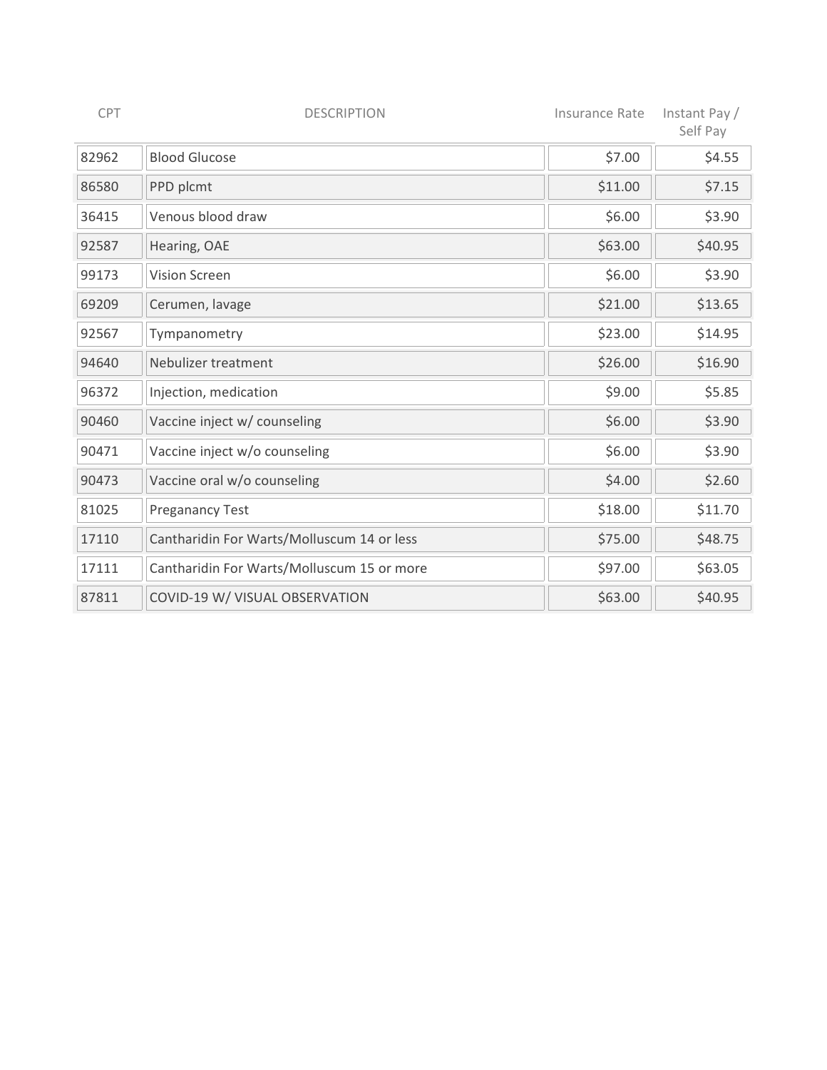| CPT | DESCRIPTION | Insurance Rate | Instant Pay / Self Pay |
|---|---|---|---|
| 82962 | Blood Glucose | $7.00 | $4.55 |
| 86580 | PPD plcmt | $11.00 | $7.15 |
| 36415 | Venous blood draw | $6.00 | $3.90 |
| 92587 | Hearing, OAE | $63.00 | $40.95 |
| 99173 | Vision Screen | $6.00 | $3.90 |
| 69209 | Cerumen, lavage | $21.00 | $13.65 |
| 92567 | Tympanometry | $23.00 | $14.95 |
| 94640 | Nebulizer treatment | $26.00 | $16.90 |
| 96372 | Injection, medication | $9.00 | $5.85 |
| 90460 | Vaccine inject w/ counseling | $6.00 | $3.90 |
| 90471 | Vaccine inject w/o counseling | $6.00 | $3.90 |
| 90473 | Vaccine oral w/o counseling | $4.00 | $2.60 |
| 81025 | Preganancy Test | $18.00 | $11.70 |
| 17110 | Cantharidin For Warts/Molluscum 14 or less | $75.00 | $48.75 |
| 17111 | Cantharidin For Warts/Molluscum 15 or more | $97.00 | $63.05 |
| 87811 | COVID-19 W/ VISUAL OBSERVATION | $63.00 | $40.95 |